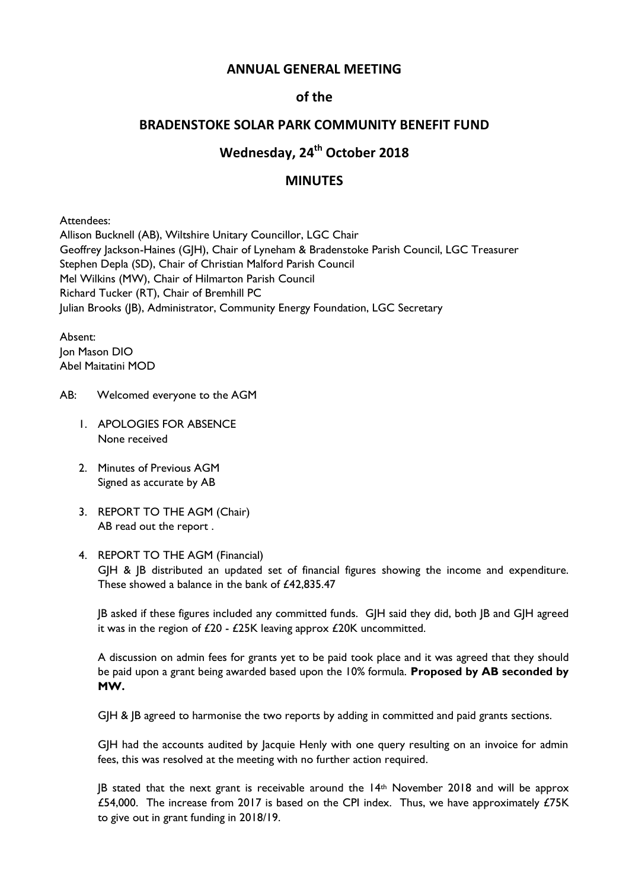# ANNUAL GENERAL MEETING

## of the

## BRADENSTOKE SOLAR PARK COMMUNITY BENEFIT FUND

## Wednesday, 24th October 2018

## MINUTES

Attendees:
Allison Bucknell (AB), Wiltshire Unitary Councillor, LGC Chair
Geoffrey Jackson-Haines (GJH), Chair of Lyneham & Bradenstoke Parish Council, LGC Treasurer
Stephen Depla (SD), Chair of Christian Malford Parish Council
Mel Wilkins (MW), Chair of Hilmarton Parish Council
Richard Tucker (RT), Chair of Bremhill PC
Julian Brooks (JB), Administrator, Community Energy Foundation, LGC Secretary

Absent:
Jon Mason DIO
Abel Maitatini MOD

AB: Welcomed everyone to the AGM

1. APOLOGIES FOR ABSENCE
   None received

2. Minutes of Previous AGM
   Signed as accurate by AB

3. REPORT TO THE AGM (Chair)
   AB read out the report .

4. REPORT TO THE AGM (Financial)
   GJH & JB distributed an updated set of financial figures showing the income and expenditure. These showed a balance in the bank of £42,835.47

   JB asked if these figures included any committed funds. GJH said they did, both JB and GJH agreed it was in the region of £20 - £25K leaving approx £20K uncommitted.

   A discussion on admin fees for grants yet to be paid took place and it was agreed that they should be paid upon a grant being awarded based upon the 10% formula. **Proposed by AB seconded by MW.**

   GJH & JB agreed to harmonise the two reports by adding in committed and paid grants sections.

   GJH had the accounts audited by Jacquie Henly with one query resulting on an invoice for admin fees, this was resolved at the meeting with no further action required.

   JB stated that the next grant is receivable around the 14th November 2018 and will be approx £54,000. The increase from 2017 is based on the CPI index. Thus, we have approximately £75K to give out in grant funding in 2018/19.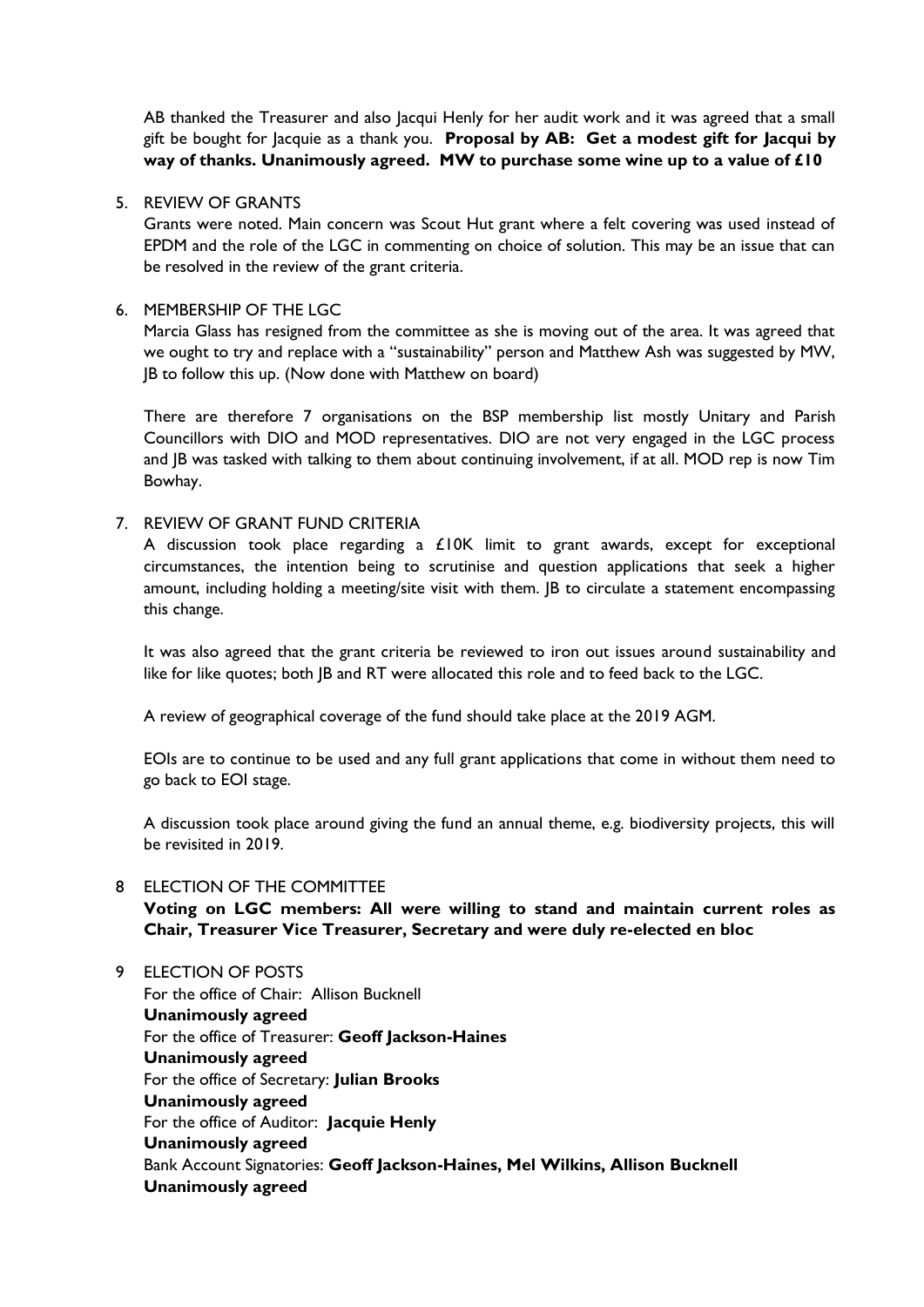AB thanked the Treasurer and also Jacqui Henly for her audit work and it was agreed that a small gift be bought for Jacquie as a thank you. **Proposal by AB: Get a modest gift for Jacqui by way of thanks. Unanimously agreed. MW to purchase some wine up to a value of £10**

5. REVIEW OF GRANTS

   Grants were noted. Main concern was Scout Hut grant where a felt covering was used instead of EPDM and the role of the LGC in commenting on choice of solution. This may be an issue that can be resolved in the review of the grant criteria.

6. MEMBERSHIP OF THE LGC

   Marcia Glass has resigned from the committee as she is moving out of the area. It was agreed that we ought to try and replace with a "sustainability" person and Matthew Ash was suggested by MW, JB to follow this up. (Now done with Matthew on board)

   There are therefore 7 organisations on the BSP membership list mostly Unitary and Parish Councillors with DIO and MOD representatives. DIO are not very engaged in the LGC process and JB was tasked with talking to them about continuing involvement, if at all. MOD rep is now Tim Bowhay.

7. REVIEW OF GRANT FUND CRITERIA

   A discussion took place regarding a £10K limit to grant awards, except for exceptional circumstances, the intention being to scrutinise and question applications that seek a higher amount, including holding a meeting/site visit with them. JB to circulate a statement encompassing this change.

   It was also agreed that the grant criteria be reviewed to iron out issues around sustainability and like for like quotes; both JB and RT were allocated this role and to feed back to the LGC.

   A review of geographical coverage of the fund should take place at the 2019 AGM.

   EOIs are to continue to be used and any full grant applications that come in without them need to go back to EOI stage.

   A discussion took place around giving the fund an annual theme, e.g. biodiversity projects, this will be revisited in 2019.

8 ELECTION OF THE COMMITTEE

   **Voting on LGC members: All were willing to stand and maintain current roles as Chair, Treasurer Vice Treasurer, Secretary and were duly re-elected en bloc**

9 ELECTION OF POSTS

   For the office of Chair: Allison Bucknell
   **Unanimously agreed**
   For the office of Treasurer: **Geoff Jackson-Haines**
   **Unanimously agreed**
   For the office of Secretary: **Julian Brooks**
   **Unanimously agreed**
   For the office of Auditor: **Jacquie Henly**
   **Unanimously agreed**
   Bank Account Signatories: **Geoff Jackson-Haines, Mel Wilkins, Allison Bucknell**
   **Unanimously agreed**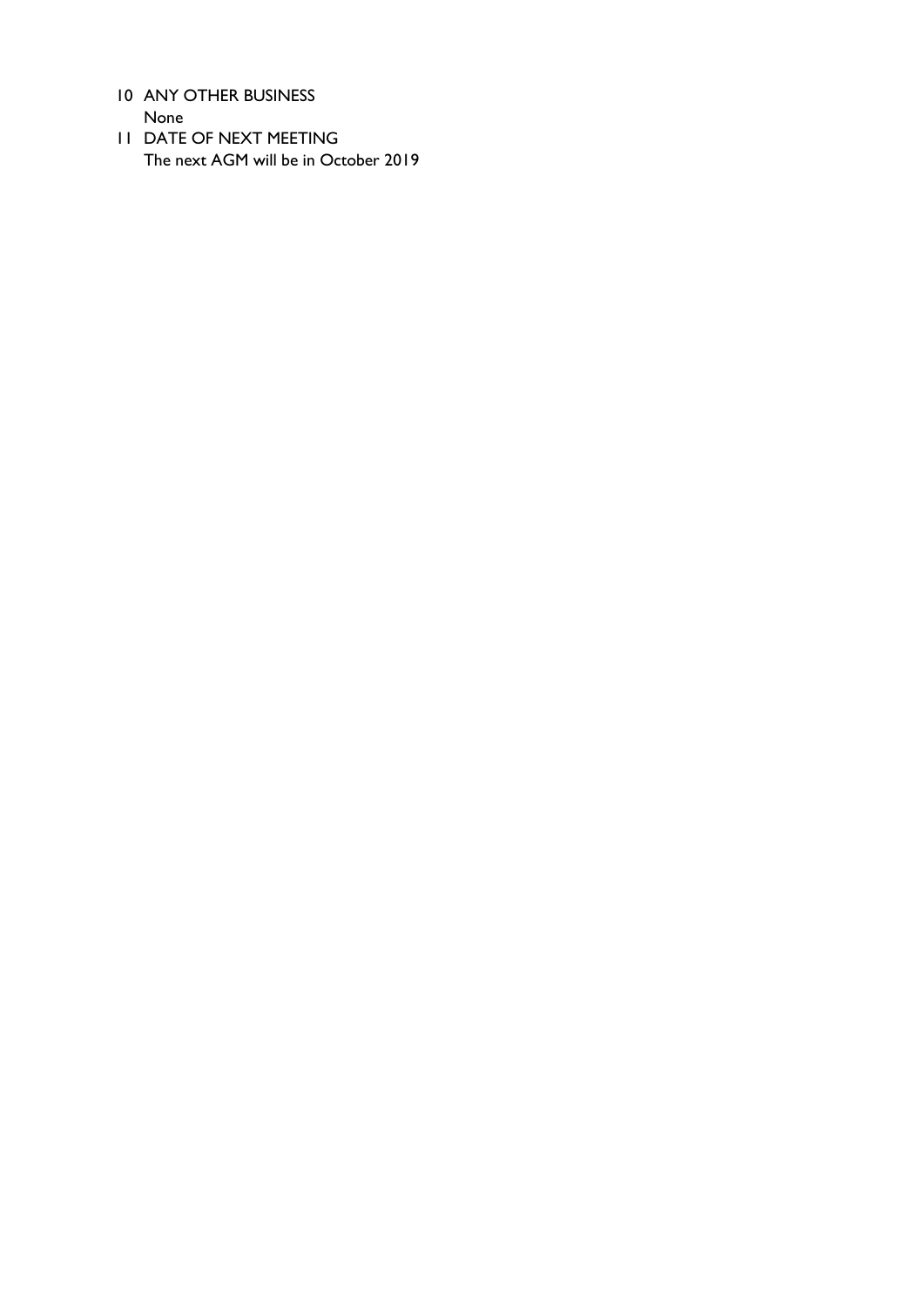10 ANY OTHER BUSINESS
None

11 DATE OF NEXT MEETING
The next AGM will be in October 2019